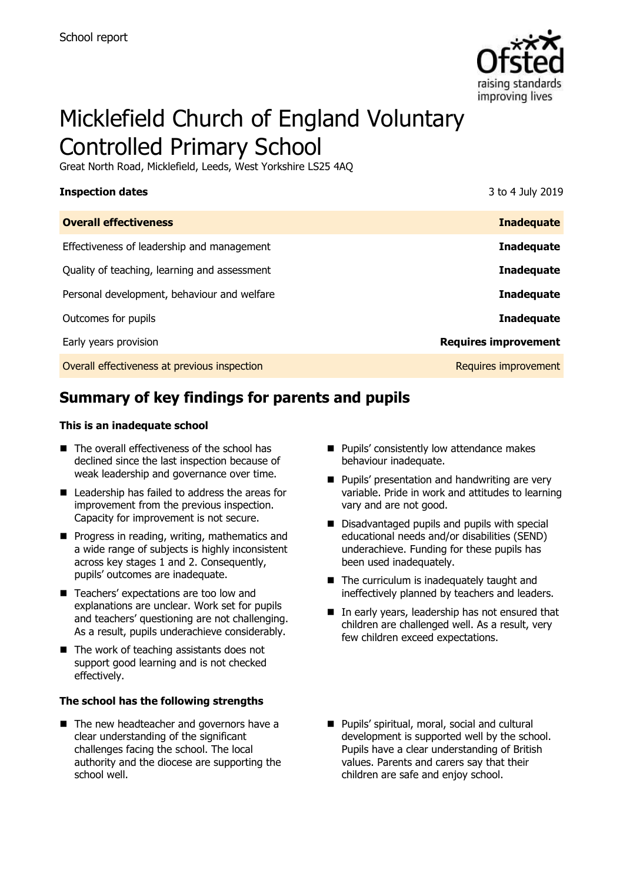School report

# Micklefield Church of England Voluntary Controlled Primary School

Great North Road, Micklefield, Leeds, West Yorkshire LS25 4AQ

| **Inspection dates** | 3 to 4 July 2019 |
| --- | --- |
| **Overall effectiveness** | **Inadequate** |
| Effectiveness of leadership and management | **Inadequate** |
| Quality of teaching, learning and assessment | **Inadequate** |
| Personal development, behaviour and welfare | **Inadequate** |
| Outcomes for pupils | **Inadequate** |
| Early years provision | **Requires improvement** |
| Overall effectiveness at previous inspection | Requires improvement |

## Summary of key findings for parents and pupils

**This is an inadequate school**

- The overall effectiveness of the school has declined since the last inspection because of weak leadership and governance over time.
- Leadership has failed to address the areas for improvement from the previous inspection. Capacity for improvement is not secure.
- Progress in reading, writing, mathematics and a wide range of subjects is highly inconsistent across key stages 1 and 2. Consequently, pupils' outcomes are inadequate.
- Teachers' expectations are too low and explanations are unclear. Work set for pupils and teachers' questioning are not challenging. As a result, pupils underachieve considerably.
- The work of teaching assistants does not support good learning and is not checked effectively.
- Pupils' consistently low attendance makes behaviour inadequate.
- Pupils' presentation and handwriting are very variable. Pride in work and attitudes to learning vary and are not good.
- Disadvantaged pupils and pupils with special educational needs and/or disabilities (SEND) underachieve. Funding for these pupils has been used inadequately.
- The curriculum is inadequately taught and ineffectively planned by teachers and leaders.
- In early years, leadership has not ensured that children are challenged well. As a result, very few children exceed expectations.

**The school has the following strengths**

- The new headteacher and governors have a clear understanding of the significant challenges facing the school. The local authority and the diocese are supporting the school well.
- Pupils' spiritual, moral, social and cultural development is supported well by the school. Pupils have a clear understanding of British values. Parents and carers say that their children are safe and enjoy school.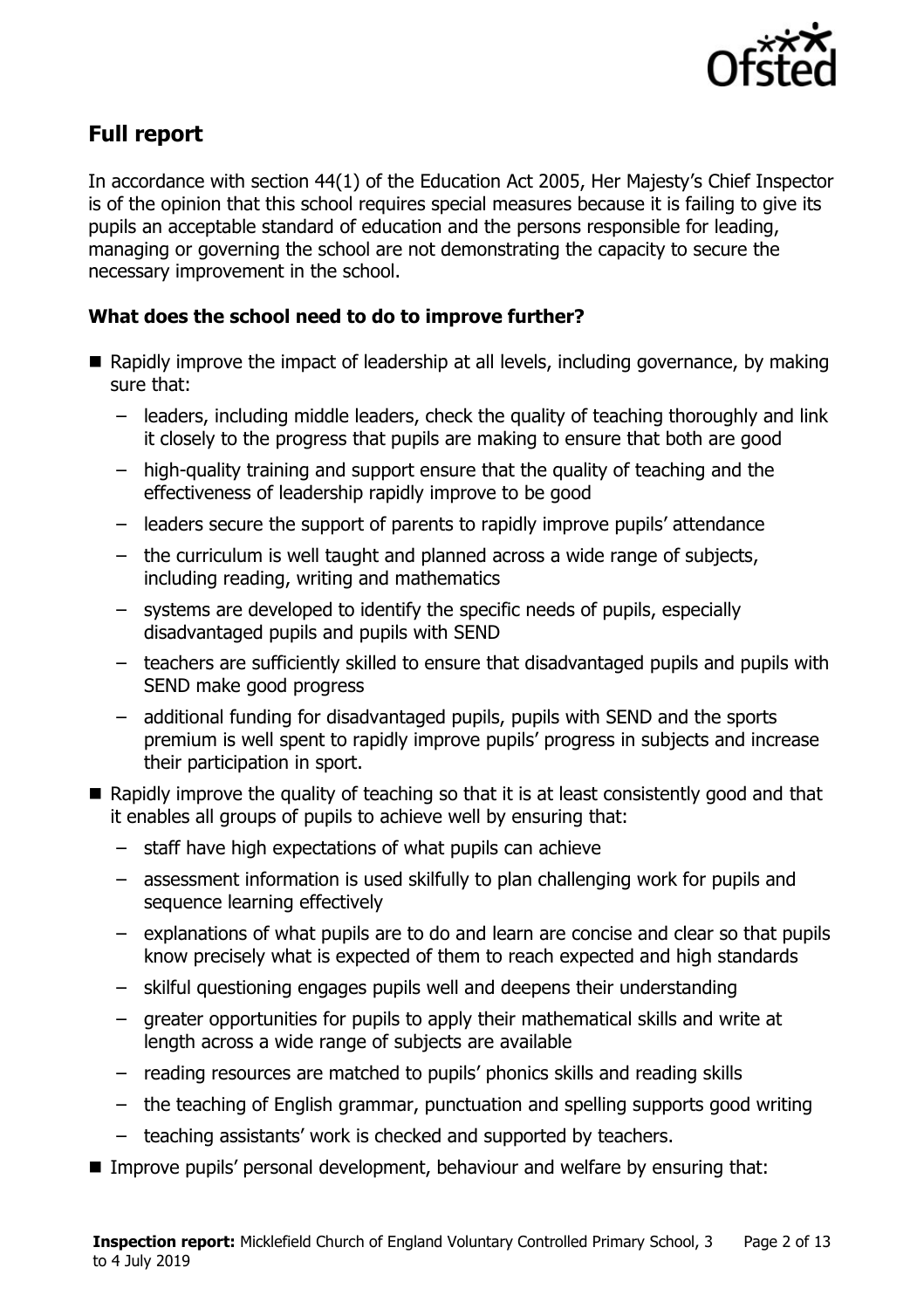## Full report

In accordance with section 44(1) of the Education Act 2005, Her Majesty's Chief Inspector is of the opinion that this school requires special measures because it is failing to give its pupils an acceptable standard of education and the persons responsible for leading, managing or governing the school are not demonstrating the capacity to secure the necessary improvement in the school.

### What does the school need to do to improve further?

- Rapidly improve the impact of leadership at all levels, including governance, by making sure that:
  - leaders, including middle leaders, check the quality of teaching thoroughly and link it closely to the progress that pupils are making to ensure that both are good
  - high-quality training and support ensure that the quality of teaching and the effectiveness of leadership rapidly improve to be good
  - leaders secure the support of parents to rapidly improve pupils' attendance
  - the curriculum is well taught and planned across a wide range of subjects, including reading, writing and mathematics
  - systems are developed to identify the specific needs of pupils, especially disadvantaged pupils and pupils with SEND
  - teachers are sufficiently skilled to ensure that disadvantaged pupils and pupils with SEND make good progress
  - additional funding for disadvantaged pupils, pupils with SEND and the sports premium is well spent to rapidly improve pupils' progress in subjects and increase their participation in sport.
- Rapidly improve the quality of teaching so that it is at least consistently good and that it enables all groups of pupils to achieve well by ensuring that:
  - staff have high expectations of what pupils can achieve
  - assessment information is used skilfully to plan challenging work for pupils and sequence learning effectively
  - explanations of what pupils are to do and learn are concise and clear so that pupils know precisely what is expected of them to reach expected and high standards
  - skilful questioning engages pupils well and deepens their understanding
  - greater opportunities for pupils to apply their mathematical skills and write at length across a wide range of subjects are available
  - reading resources are matched to pupils' phonics skills and reading skills
  - the teaching of English grammar, punctuation and spelling supports good writing
  - teaching assistants' work is checked and supported by teachers.
- Improve pupils' personal development, behaviour and welfare by ensuring that: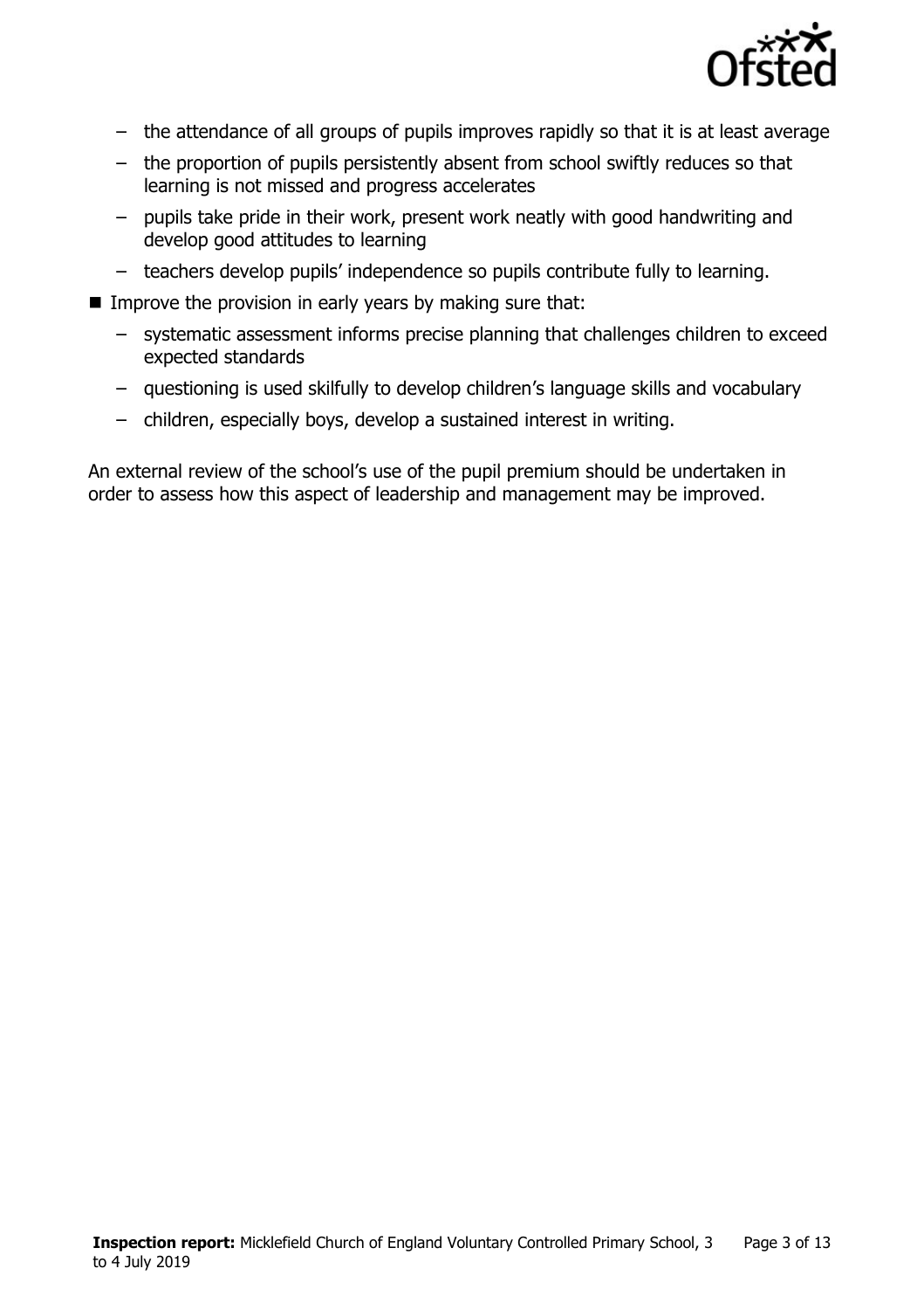- the attendance of all groups of pupils improves rapidly so that it is at least average
  - the proportion of pupils persistently absent from school swiftly reduces so that learning is not missed and progress accelerates
  - pupils take pride in their work, present work neatly with good handwriting and develop good attitudes to learning
  - teachers develop pupils' independence so pupils contribute fully to learning.
- Improve the provision in early years by making sure that:
  - systematic assessment informs precise planning that challenges children to exceed expected standards
  - questioning is used skilfully to develop children's language skills and vocabulary
  - children, especially boys, develop a sustained interest in writing.

An external review of the school's use of the pupil premium should be undertaken in order to assess how this aspect of leadership and management may be improved.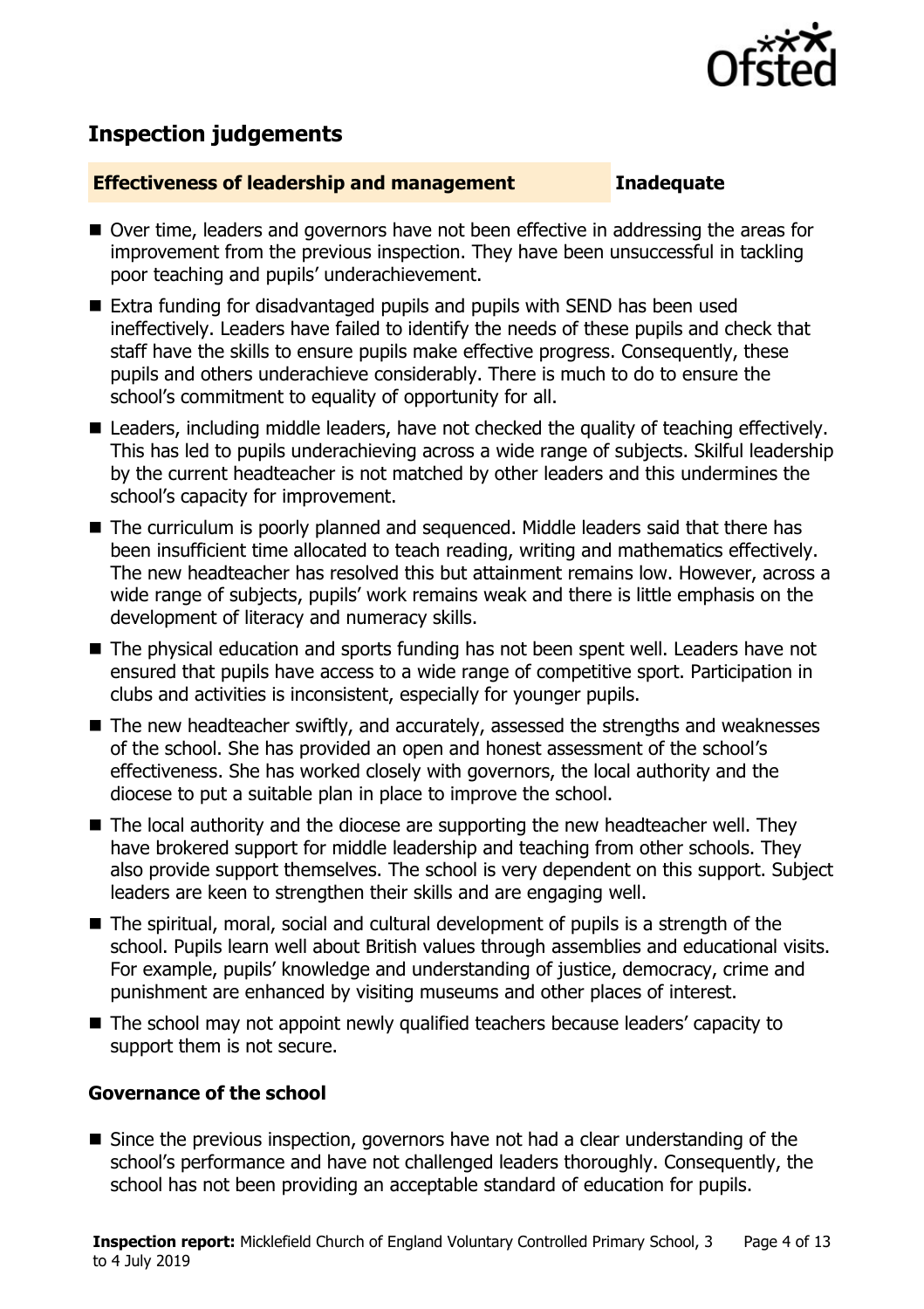## Inspection judgements

**Effectiveness of leadership and management** **Inadequate**

- Over time, leaders and governors have not been effective in addressing the areas for improvement from the previous inspection. They have been unsuccessful in tackling poor teaching and pupils' underachievement.
- Extra funding for disadvantaged pupils and pupils with SEND has been used ineffectively. Leaders have failed to identify the needs of these pupils and check that staff have the skills to ensure pupils make effective progress. Consequently, these pupils and others underachieve considerably. There is much to do to ensure the school's commitment to equality of opportunity for all.
- Leaders, including middle leaders, have not checked the quality of teaching effectively. This has led to pupils underachieving across a wide range of subjects. Skilful leadership by the current headteacher is not matched by other leaders and this undermines the school's capacity for improvement.
- The curriculum is poorly planned and sequenced. Middle leaders said that there has been insufficient time allocated to teach reading, writing and mathematics effectively. The new headteacher has resolved this but attainment remains low. However, across a wide range of subjects, pupils' work remains weak and there is little emphasis on the development of literacy and numeracy skills.
- The physical education and sports funding has not been spent well. Leaders have not ensured that pupils have access to a wide range of competitive sport. Participation in clubs and activities is inconsistent, especially for younger pupils.
- The new headteacher swiftly, and accurately, assessed the strengths and weaknesses of the school. She has provided an open and honest assessment of the school's effectiveness. She has worked closely with governors, the local authority and the diocese to put a suitable plan in place to improve the school.
- The local authority and the diocese are supporting the new headteacher well. They have brokered support for middle leadership and teaching from other schools. They also provide support themselves. The school is very dependent on this support. Subject leaders are keen to strengthen their skills and are engaging well.
- The spiritual, moral, social and cultural development of pupils is a strength of the school. Pupils learn well about British values through assemblies and educational visits. For example, pupils' knowledge and understanding of justice, democracy, crime and punishment are enhanced by visiting museums and other places of interest.
- The school may not appoint newly qualified teachers because leaders' capacity to support them is not secure.

### Governance of the school

- Since the previous inspection, governors have not had a clear understanding of the school's performance and have not challenged leaders thoroughly. Consequently, the school has not been providing an acceptable standard of education for pupils.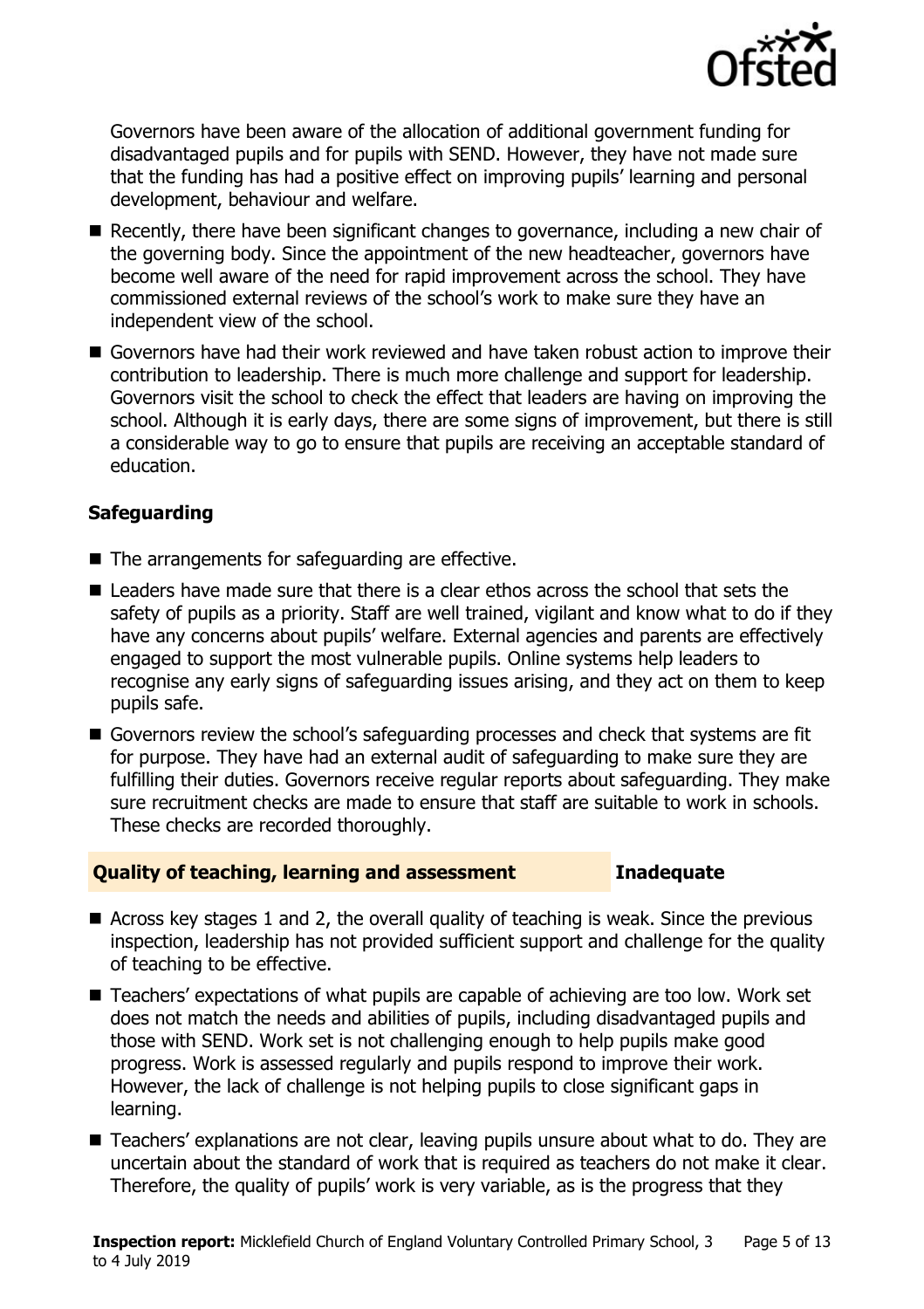Governors have been aware of the allocation of additional government funding for disadvantaged pupils and for pupils with SEND. However, they have not made sure that the funding has had a positive effect on improving pupils' learning and personal development, behaviour and welfare.

- Recently, there have been significant changes to governance, including a new chair of the governing body. Since the appointment of the new headteacher, governors have become well aware of the need for rapid improvement across the school. They have commissioned external reviews of the school's work to make sure they have an independent view of the school.
- Governors have had their work reviewed and have taken robust action to improve their contribution to leadership. There is much more challenge and support for leadership. Governors visit the school to check the effect that leaders are having on improving the school. Although it is early days, there are some signs of improvement, but there is still a considerable way to go to ensure that pupils are receiving an acceptable standard of education.

### Safeguarding

- The arrangements for safeguarding are effective.
- Leaders have made sure that there is a clear ethos across the school that sets the safety of pupils as a priority. Staff are well trained, vigilant and know what to do if they have any concerns about pupils' welfare. External agencies and parents are effectively engaged to support the most vulnerable pupils. Online systems help leaders to recognise any early signs of safeguarding issues arising, and they act on them to keep pupils safe.
- Governors review the school's safeguarding processes and check that systems are fit for purpose. They have had an external audit of safeguarding to make sure they are fulfilling their duties. Governors receive regular reports about safeguarding. They make sure recruitment checks are made to ensure that staff are suitable to work in schools. These checks are recorded thoroughly.

## Quality of teaching, learning and assessment — Inadequate

- Across key stages 1 and 2, the overall quality of teaching is weak. Since the previous inspection, leadership has not provided sufficient support and challenge for the quality of teaching to be effective.
- Teachers' expectations of what pupils are capable of achieving are too low. Work set does not match the needs and abilities of pupils, including disadvantaged pupils and those with SEND. Work set is not challenging enough to help pupils make good progress. Work is assessed regularly and pupils respond to improve their work. However, the lack of challenge is not helping pupils to close significant gaps in learning.
- Teachers' explanations are not clear, leaving pupils unsure about what to do. They are uncertain about the standard of work that is required as teachers do not make it clear. Therefore, the quality of pupils' work is very variable, as is the progress that they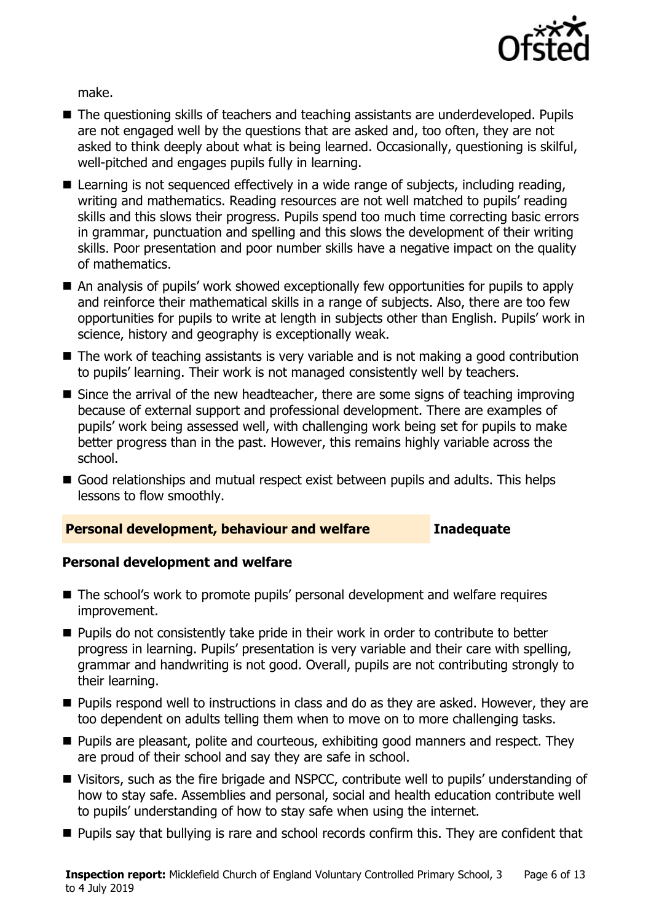make.

- The questioning skills of teachers and teaching assistants are underdeveloped. Pupils are not engaged well by the questions that are asked and, too often, they are not asked to think deeply about what is being learned. Occasionally, questioning is skilful, well-pitched and engages pupils fully in learning.
- Learning is not sequenced effectively in a wide range of subjects, including reading, writing and mathematics. Reading resources are not well matched to pupils' reading skills and this slows their progress. Pupils spend too much time correcting basic errors in grammar, punctuation and spelling and this slows the development of their writing skills. Poor presentation and poor number skills have a negative impact on the quality of mathematics.
- An analysis of pupils' work showed exceptionally few opportunities for pupils to apply and reinforce their mathematical skills in a range of subjects. Also, there are too few opportunities for pupils to write at length in subjects other than English. Pupils' work in science, history and geography is exceptionally weak.
- The work of teaching assistants is very variable and is not making a good contribution to pupils' learning. Their work is not managed consistently well by teachers.
- Since the arrival of the new headteacher, there are some signs of teaching improving because of external support and professional development. There are examples of pupils' work being assessed well, with challenging work being set for pupils to make better progress than in the past. However, this remains highly variable across the school.
- Good relationships and mutual respect exist between pupils and adults. This helps lessons to flow smoothly.

## Personal development, behaviour and welfare — Inadequate

### Personal development and welfare

- The school's work to promote pupils' personal development and welfare requires improvement.
- Pupils do not consistently take pride in their work in order to contribute to better progress in learning. Pupils' presentation is very variable and their care with spelling, grammar and handwriting is not good. Overall, pupils are not contributing strongly to their learning.
- Pupils respond well to instructions in class and do as they are asked. However, they are too dependent on adults telling them when to move on to more challenging tasks.
- Pupils are pleasant, polite and courteous, exhibiting good manners and respect. They are proud of their school and say they are safe in school.
- Visitors, such as the fire brigade and NSPCC, contribute well to pupils' understanding of how to stay safe. Assemblies and personal, social and health education contribute well to pupils' understanding of how to stay safe when using the internet.
- Pupils say that bullying is rare and school records confirm this. They are confident that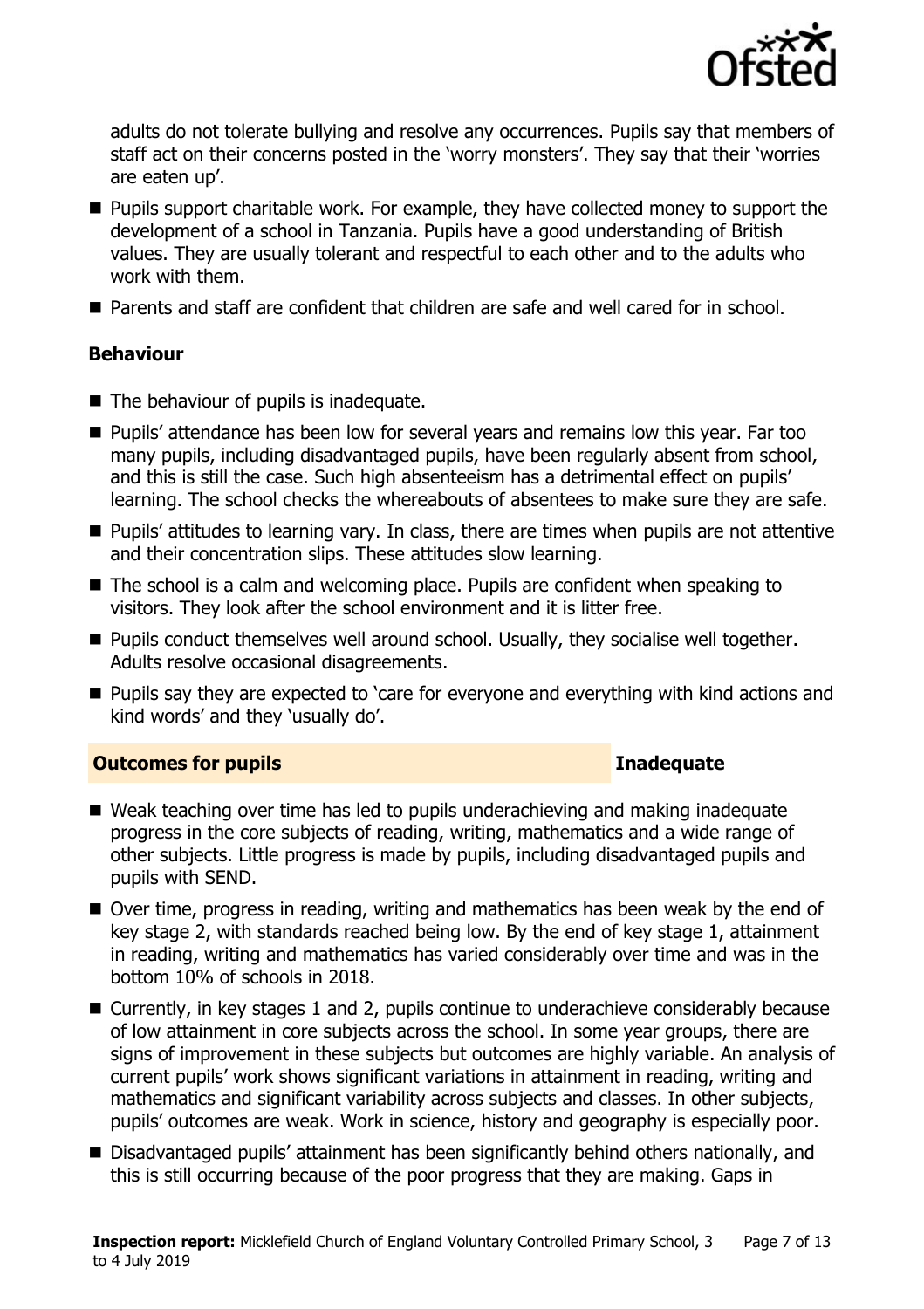adults do not tolerate bullying and resolve any occurrences. Pupils say that members of staff act on their concerns posted in the 'worry monsters'. They say that their 'worries are eaten up'.

- Pupils support charitable work. For example, they have collected money to support the development of a school in Tanzania. Pupils have a good understanding of British values. They are usually tolerant and respectful to each other and to the adults who work with them.
- Parents and staff are confident that children are safe and well cared for in school.

**Behaviour**

- The behaviour of pupils is inadequate.
- Pupils' attendance has been low for several years and remains low this year. Far too many pupils, including disadvantaged pupils, have been regularly absent from school, and this is still the case. Such high absenteeism has a detrimental effect on pupils' learning. The school checks the whereabouts of absentees to make sure they are safe.
- Pupils' attitudes to learning vary. In class, there are times when pupils are not attentive and their concentration slips. These attitudes slow learning.
- The school is a calm and welcoming place. Pupils are confident when speaking to visitors. They look after the school environment and it is litter free.
- Pupils conduct themselves well around school. Usually, they socialise well together. Adults resolve occasional disagreements.
- Pupils say they are expected to 'care for everyone and everything with kind actions and kind words' and they 'usually do'.

## Outcomes for pupils — Inadequate

- Weak teaching over time has led to pupils underachieving and making inadequate progress in the core subjects of reading, writing, mathematics and a wide range of other subjects. Little progress is made by pupils, including disadvantaged pupils and pupils with SEND.
- Over time, progress in reading, writing and mathematics has been weak by the end of key stage 2, with standards reached being low. By the end of key stage 1, attainment in reading, writing and mathematics has varied considerably over time and was in the bottom 10% of schools in 2018.
- Currently, in key stages 1 and 2, pupils continue to underachieve considerably because of low attainment in core subjects across the school. In some year groups, there are signs of improvement in these subjects but outcomes are highly variable. An analysis of current pupils' work shows significant variations in attainment in reading, writing and mathematics and significant variability across subjects and classes. In other subjects, pupils' outcomes are weak. Work in science, history and geography is especially poor.
- Disadvantaged pupils' attainment has been significantly behind others nationally, and this is still occurring because of the poor progress that they are making. Gaps in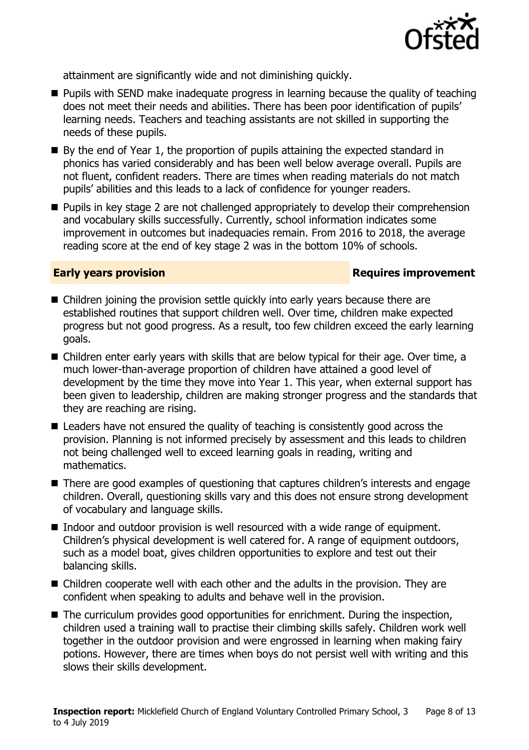attainment are significantly wide and not diminishing quickly.

- Pupils with SEND make inadequate progress in learning because the quality of teaching does not meet their needs and abilities. There has been poor identification of pupils' learning needs. Teachers and teaching assistants are not skilled in supporting the needs of these pupils.
- By the end of Year 1, the proportion of pupils attaining the expected standard in phonics has varied considerably and has been well below average overall. Pupils are not fluent, confident readers. There are times when reading materials do not match pupils' abilities and this leads to a lack of confidence for younger readers.
- Pupils in key stage 2 are not challenged appropriately to develop their comprehension and vocabulary skills successfully. Currently, school information indicates some improvement in outcomes but inadequacies remain. From 2016 to 2018, the average reading score at the end of key stage 2 was in the bottom 10% of schools.

## Early years provision — Requires improvement

- Children joining the provision settle quickly into early years because there are established routines that support children well. Over time, children make expected progress but not good progress. As a result, too few children exceed the early learning goals.
- Children enter early years with skills that are below typical for their age. Over time, a much lower-than-average proportion of children have attained a good level of development by the time they move into Year 1. This year, when external support has been given to leadership, children are making stronger progress and the standards that they are reaching are rising.
- Leaders have not ensured the quality of teaching is consistently good across the provision. Planning is not informed precisely by assessment and this leads to children not being challenged well to exceed learning goals in reading, writing and mathematics.
- There are good examples of questioning that captures children's interests and engage children. Overall, questioning skills vary and this does not ensure strong development of vocabulary and language skills.
- Indoor and outdoor provision is well resourced with a wide range of equipment. Children's physical development is well catered for. A range of equipment outdoors, such as a model boat, gives children opportunities to explore and test out their balancing skills.
- Children cooperate well with each other and the adults in the provision. They are confident when speaking to adults and behave well in the provision.
- The curriculum provides good opportunities for enrichment. During the inspection, children used a training wall to practise their climbing skills safely. Children work well together in the outdoor provision and were engrossed in learning when making fairy potions. However, there are times when boys do not persist well with writing and this slows their skills development.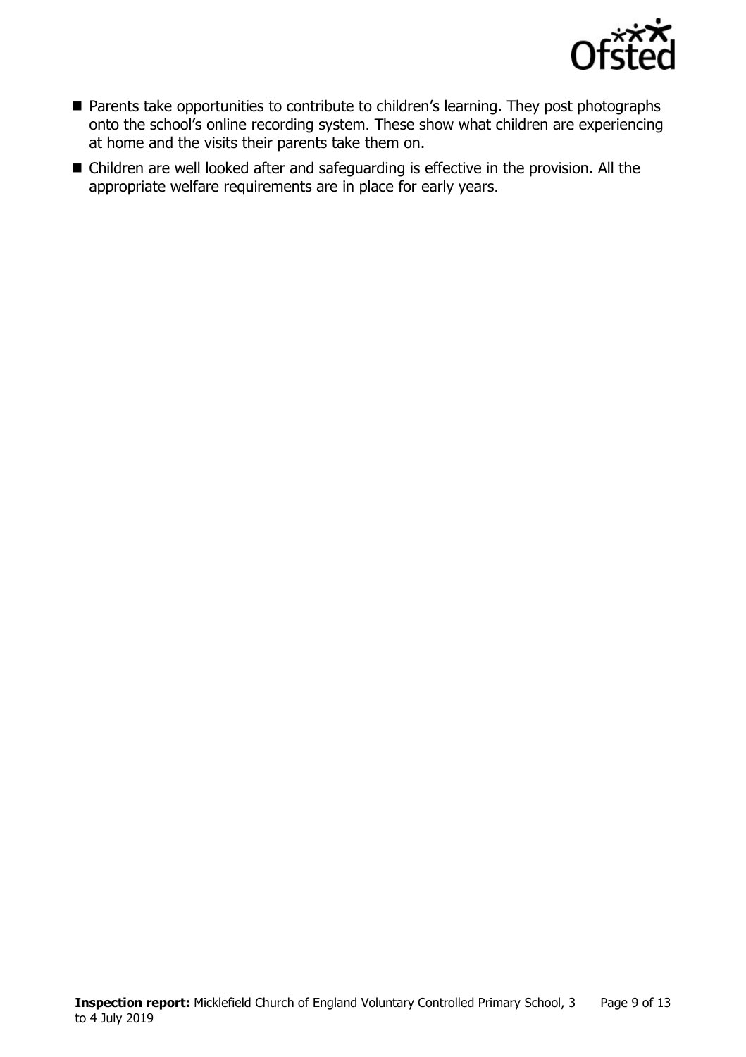- Parents take opportunities to contribute to children's learning. They post photographs onto the school's online recording system. These show what children are experiencing at home and the visits their parents take them on.
- Children are well looked after and safeguarding is effective in the provision. All the appropriate welfare requirements are in place for early years.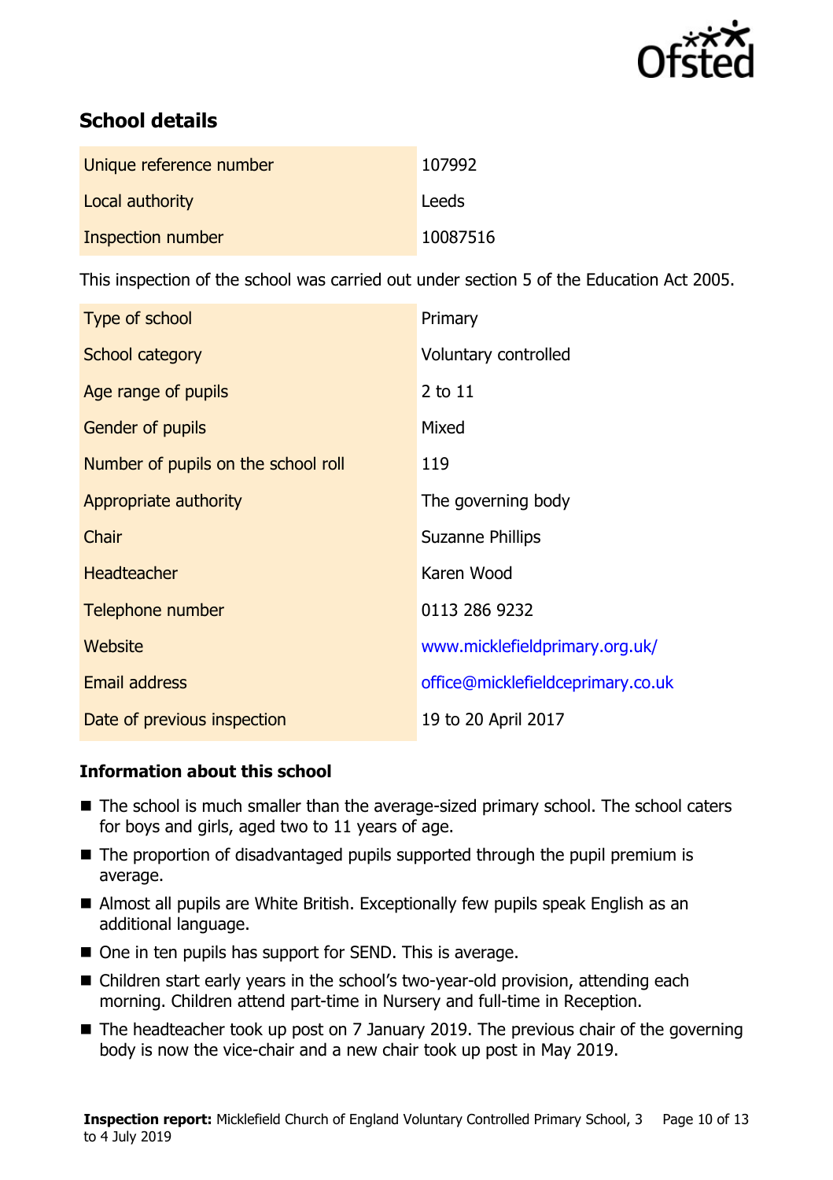## School details

| | |
|---|---|
| Unique reference number | 107992 |
| Local authority | Leeds |
| Inspection number | 10087516 |

This inspection of the school was carried out under section 5 of the Education Act 2005.

| | |
|---|---|
| Type of school | Primary |
| School category | Voluntary controlled |
| Age range of pupils | 2 to 11 |
| Gender of pupils | Mixed |
| Number of pupils on the school roll | 119 |
| Appropriate authority | The governing body |
| Chair | Suzanne Phillips |
| Headteacher | Karen Wood |
| Telephone number | 0113 286 9232 |
| Website | www.micklefieldprimary.org.uk/ |
| Email address | office@micklefieldceprimary.co.uk |
| Date of previous inspection | 19 to 20 April 2017 |

### Information about this school

- The school is much smaller than the average-sized primary school. The school caters for boys and girls, aged two to 11 years of age.
- The proportion of disadvantaged pupils supported through the pupil premium is average.
- Almost all pupils are White British. Exceptionally few pupils speak English as an additional language.
- One in ten pupils has support for SEND. This is average.
- Children start early years in the school's two-year-old provision, attending each morning. Children attend part-time in Nursery and full-time in Reception.
- The headteacher took up post on 7 January 2019. The previous chair of the governing body is now the vice-chair and a new chair took up post in May 2019.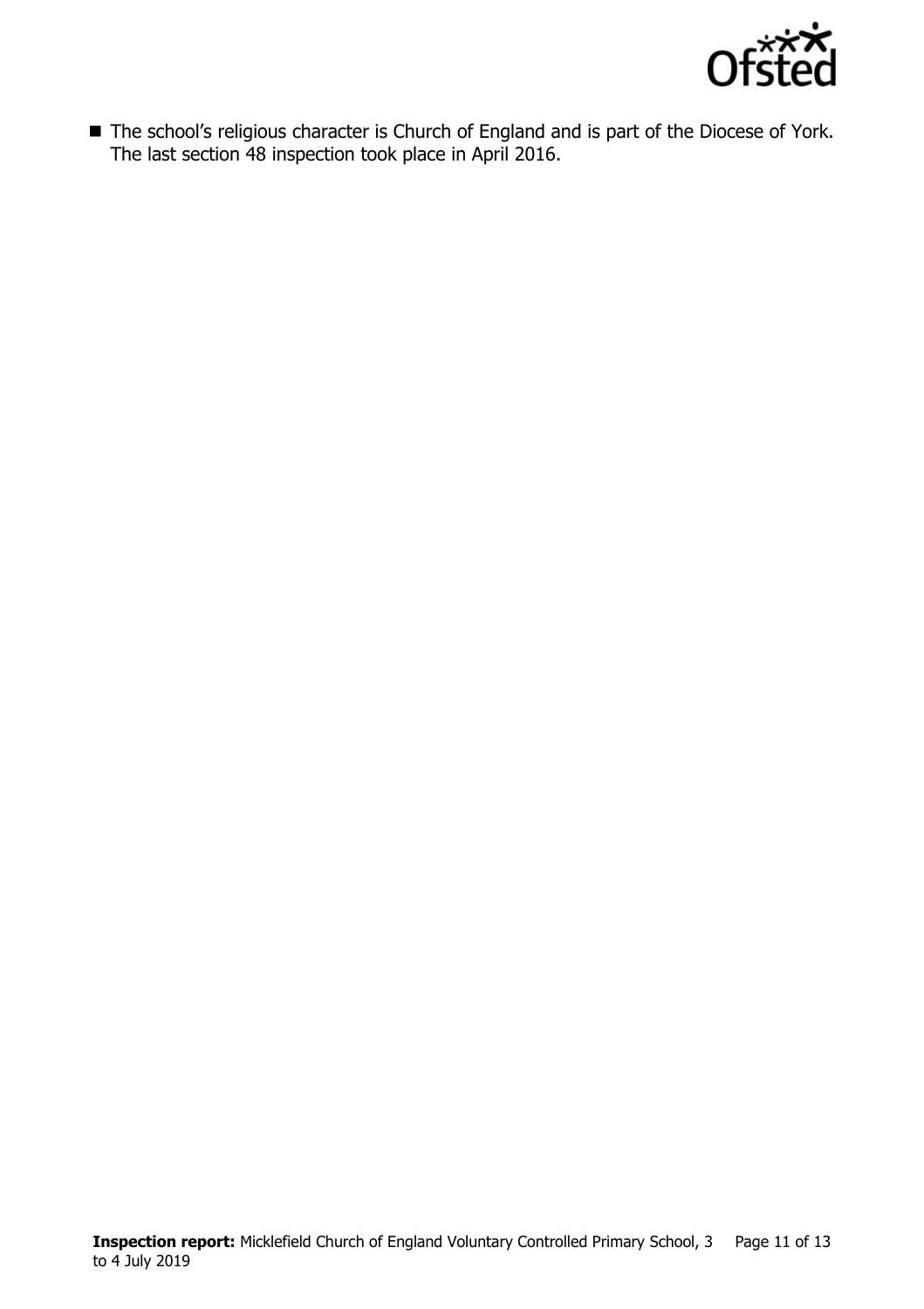- The school's religious character is Church of England and is part of the Diocese of York. The last section 48 inspection took place in April 2016.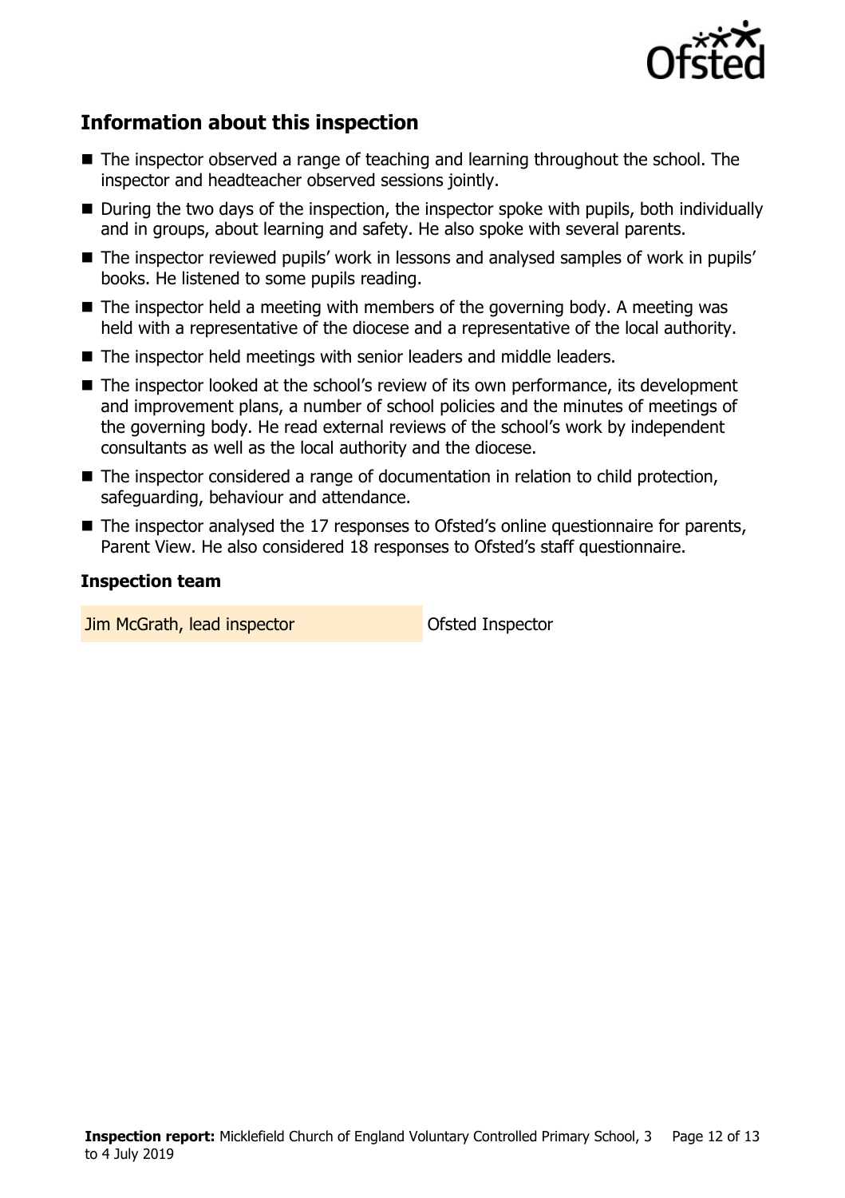## Information about this inspection

- The inspector observed a range of teaching and learning throughout the school. The inspector and headteacher observed sessions jointly.
- During the two days of the inspection, the inspector spoke with pupils, both individually and in groups, about learning and safety. He also spoke with several parents.
- The inspector reviewed pupils' work in lessons and analysed samples of work in pupils' books. He listened to some pupils reading.
- The inspector held a meeting with members of the governing body. A meeting was held with a representative of the diocese and a representative of the local authority.
- The inspector held meetings with senior leaders and middle leaders.
- The inspector looked at the school's review of its own performance, its development and improvement plans, a number of school policies and the minutes of meetings of the governing body. He read external reviews of the school's work by independent consultants as well as the local authority and the diocese.
- The inspector considered a range of documentation in relation to child protection, safeguarding, behaviour and attendance.
- The inspector analysed the 17 responses to Ofsted's online questionnaire for parents, Parent View. He also considered 18 responses to Ofsted's staff questionnaire.

### Inspection team

| | |
|---|---|
| Jim McGrath, lead inspector | Ofsted Inspector |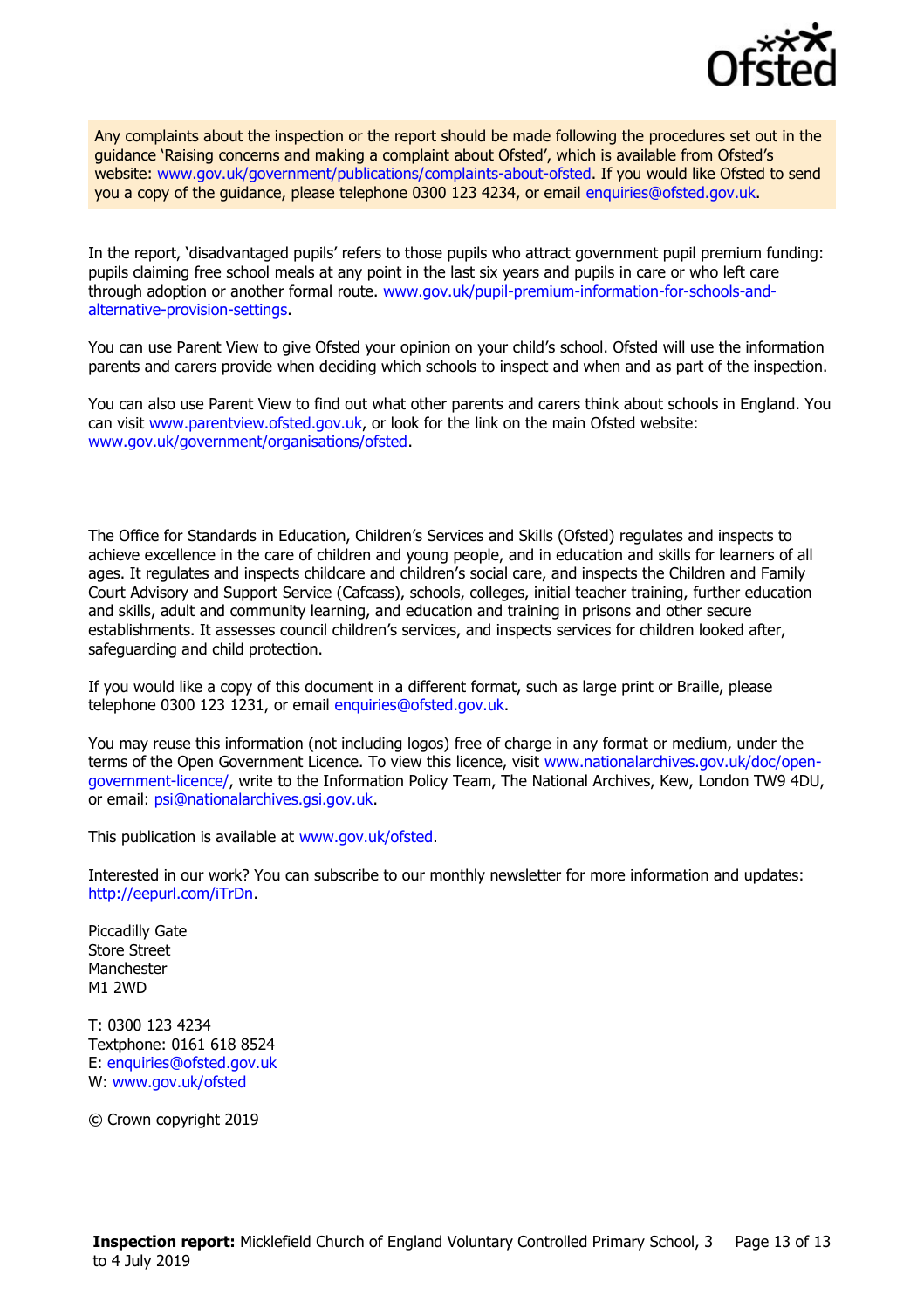Any complaints about the inspection or the report should be made following the procedures set out in the guidance 'Raising concerns and making a complaint about Ofsted', which is available from Ofsted's website: www.gov.uk/government/publications/complaints-about-ofsted. If you would like Ofsted to send you a copy of the guidance, please telephone 0300 123 4234, or email enquiries@ofsted.gov.uk.

In the report, 'disadvantaged pupils' refers to those pupils who attract government pupil premium funding: pupils claiming free school meals at any point in the last six years and pupils in care or who left care through adoption or another formal route. www.gov.uk/pupil-premium-information-for-schools-and-alternative-provision-settings.

You can use Parent View to give Ofsted your opinion on your child's school. Ofsted will use the information parents and carers provide when deciding which schools to inspect and when and as part of the inspection.

You can also use Parent View to find out what other parents and carers think about schools in England. You can visit www.parentview.ofsted.gov.uk, or look for the link on the main Ofsted website: www.gov.uk/government/organisations/ofsted.

The Office for Standards in Education, Children's Services and Skills (Ofsted) regulates and inspects to achieve excellence in the care of children and young people, and in education and skills for learners of all ages. It regulates and inspects childcare and children's social care, and inspects the Children and Family Court Advisory and Support Service (Cafcass), schools, colleges, initial teacher training, further education and skills, adult and community learning, and education and training in prisons and other secure establishments. It assesses council children's services, and inspects services for children looked after, safeguarding and child protection.

If you would like a copy of this document in a different format, such as large print or Braille, please telephone 0300 123 1231, or email enquiries@ofsted.gov.uk.

You may reuse this information (not including logos) free of charge in any format or medium, under the terms of the Open Government Licence. To view this licence, visit www.nationalarchives.gov.uk/doc/open-government-licence/, write to the Information Policy Team, The National Archives, Kew, London TW9 4DU, or email: psi@nationalarchives.gsi.gov.uk.

This publication is available at www.gov.uk/ofsted.

Interested in our work? You can subscribe to our monthly newsletter for more information and updates: http://eepurl.com/iTrDn.

Piccadilly Gate
Store Street
Manchester
M1 2WD

T: 0300 123 4234
Textphone: 0161 618 8524
E: enquiries@ofsted.gov.uk
W: www.gov.uk/ofsted

© Crown copyright 2019